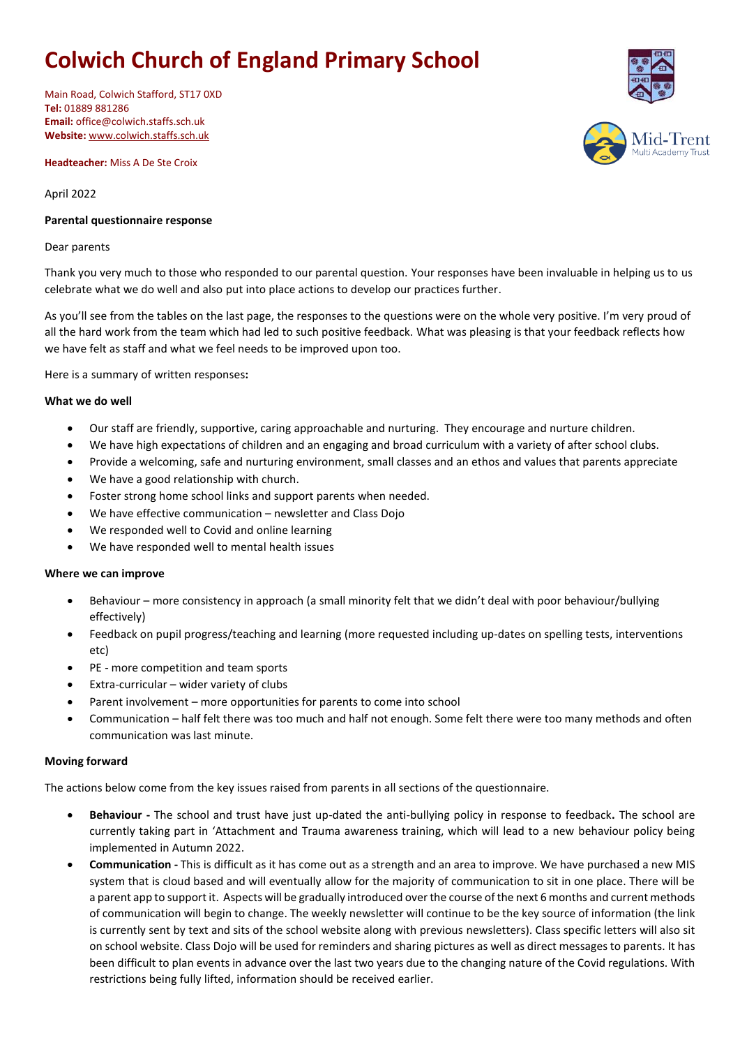# Colwich Church of England Primary School

Main Road, Colwich Stafford, ST17 0XD
**Tel:** 01889 881286
**Email:** office@colwich.staffs.sch.uk
**Website:** www.colwich.staffs.sch.uk

**Headteacher:** Miss A De Ste Croix

April 2022

**Parental questionnaire response**

Dear parents

Thank you very much to those who responded to our parental question. Your responses have been invaluable in helping us to us celebrate what we do well and also put into place actions to develop our practices further.

As you'll see from the tables on the last page, the responses to the questions were on the whole very positive. I'm very proud of all the hard work from the team which had led to such positive feedback. What was pleasing is that your feedback reflects how we have felt as staff and what we feel needs to be improved upon too.

Here is a summary of written responses**:**

**What we do well**

- Our staff are friendly, supportive, caring approachable and nurturing. They encourage and nurture children.
- We have high expectations of children and an engaging and broad curriculum with a variety of after school clubs.
- Provide a welcoming, safe and nurturing environment, small classes and an ethos and values that parents appreciate
- We have a good relationship with church.
- Foster strong home school links and support parents when needed.
- We have effective communication – newsletter and Class Dojo
- We responded well to Covid and online learning
- We have responded well to mental health issues

**Where we can improve**

- Behaviour – more consistency in approach (a small minority felt that we didn't deal with poor behaviour/bullying effectively)
- Feedback on pupil progress/teaching and learning (more requested including up-dates on spelling tests, interventions etc)
- PE - more competition and team sports
- Extra-curricular – wider variety of clubs
- Parent involvement – more opportunities for parents to come into school
- Communication – half felt there was too much and half not enough. Some felt there were too many methods and often communication was last minute.

**Moving forward**

The actions below come from the key issues raised from parents in all sections of the questionnaire.

- **Behaviour -** The school and trust have just up-dated the anti-bullying policy in response to feedback**.** The school are currently taking part in 'Attachment and Trauma awareness training, which will lead to a new behaviour policy being implemented in Autumn 2022.
- **Communication -** This is difficult as it has come out as a strength and an area to improve. We have purchased a new MIS system that is cloud based and will eventually allow for the majority of communication to sit in one place. There will be a parent app to support it. Aspects will be gradually introduced over the course of the next 6 months and current methods of communication will begin to change. The weekly newsletter will continue to be the key source of information (the link is currently sent by text and sits of the school website along with previous newsletters). Class specific letters will also sit on school website. Class Dojo will be used for reminders and sharing pictures as well as direct messages to parents. It has been difficult to plan events in advance over the last two years due to the changing nature of the Covid regulations. With restrictions being fully lifted, information should be received earlier.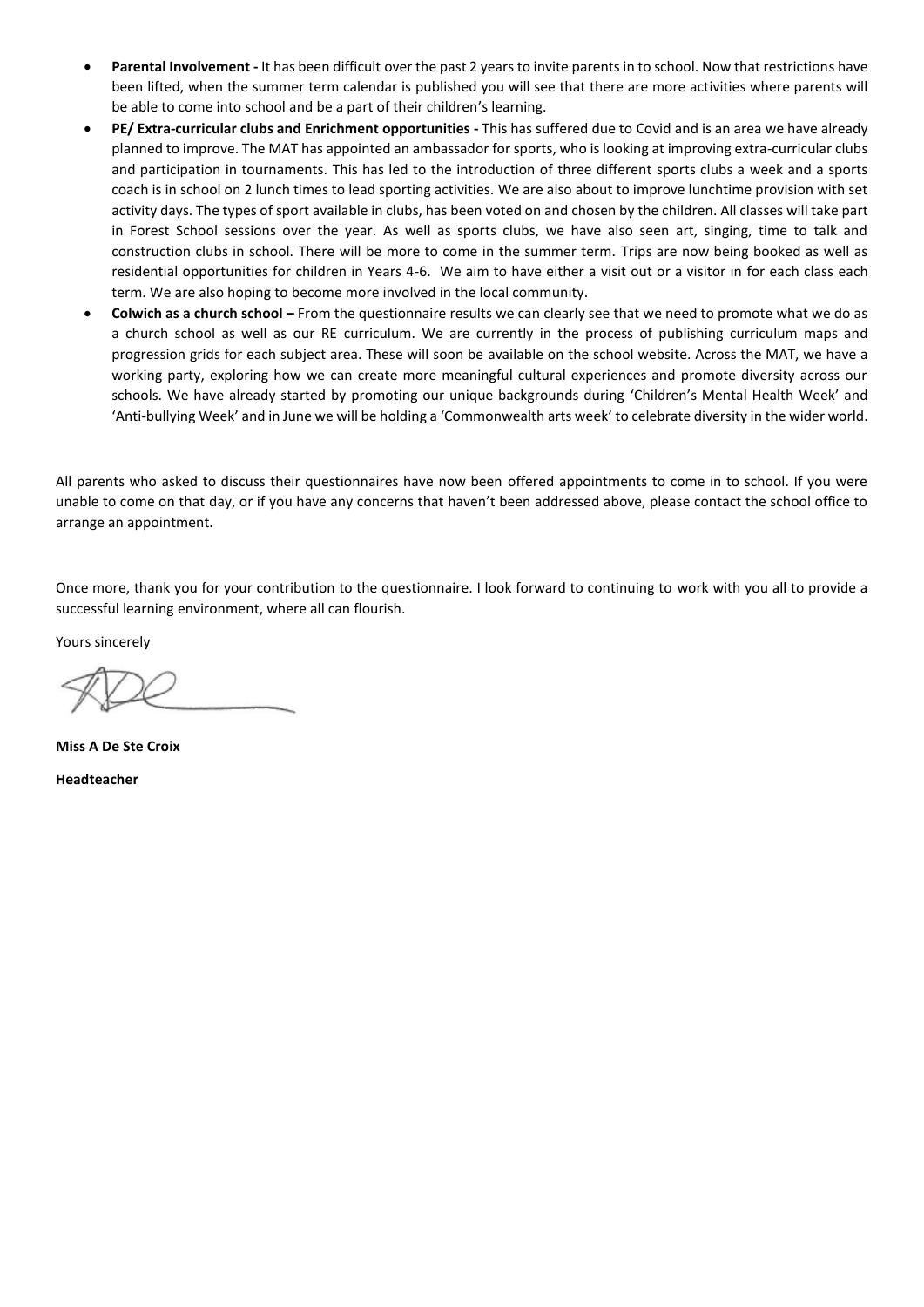- **Parental Involvement -** It has been difficult over the past 2 years to invite parents in to school. Now that restrictions have been lifted, when the summer term calendar is published you will see that there are more activities where parents will be able to come into school and be a part of their children's learning.
- **PE/ Extra-curricular clubs and Enrichment opportunities -** This has suffered due to Covid and is an area we have already planned to improve. The MAT has appointed an ambassador for sports, who is looking at improving extra-curricular clubs and participation in tournaments. This has led to the introduction of three different sports clubs a week and a sports coach is in school on 2 lunch times to lead sporting activities. We are also about to improve lunchtime provision with set activity days. The types of sport available in clubs, has been voted on and chosen by the children. All classes will take part in Forest School sessions over the year. As well as sports clubs, we have also seen art, singing, time to talk and construction clubs in school. There will be more to come in the summer term. Trips are now being booked as well as residential opportunities for children in Years 4-6. We aim to have either a visit out or a visitor in for each class each term. We are also hoping to become more involved in the local community.
- **Colwich as a church school –** From the questionnaire results we can clearly see that we need to promote what we do as a church school as well as our RE curriculum. We are currently in the process of publishing curriculum maps and progression grids for each subject area. These will soon be available on the school website. Across the MAT, we have a working party, exploring how we can create more meaningful cultural experiences and promote diversity across our schools. We have already started by promoting our unique backgrounds during 'Children's Mental Health Week' and 'Anti-bullying Week' and in June we will be holding a 'Commonwealth arts week' to celebrate diversity in the wider world.

All parents who asked to discuss their questionnaires have now been offered appointments to come in to school. If you were unable to come on that day, or if you have any concerns that haven't been addressed above, please contact the school office to arrange an appointment.

Once more, thank you for your contribution to the questionnaire. I look forward to continuing to work with you all to provide a successful learning environment, where all can flourish.

Yours sincerely

**Miss A De Ste Croix**

**Headteacher**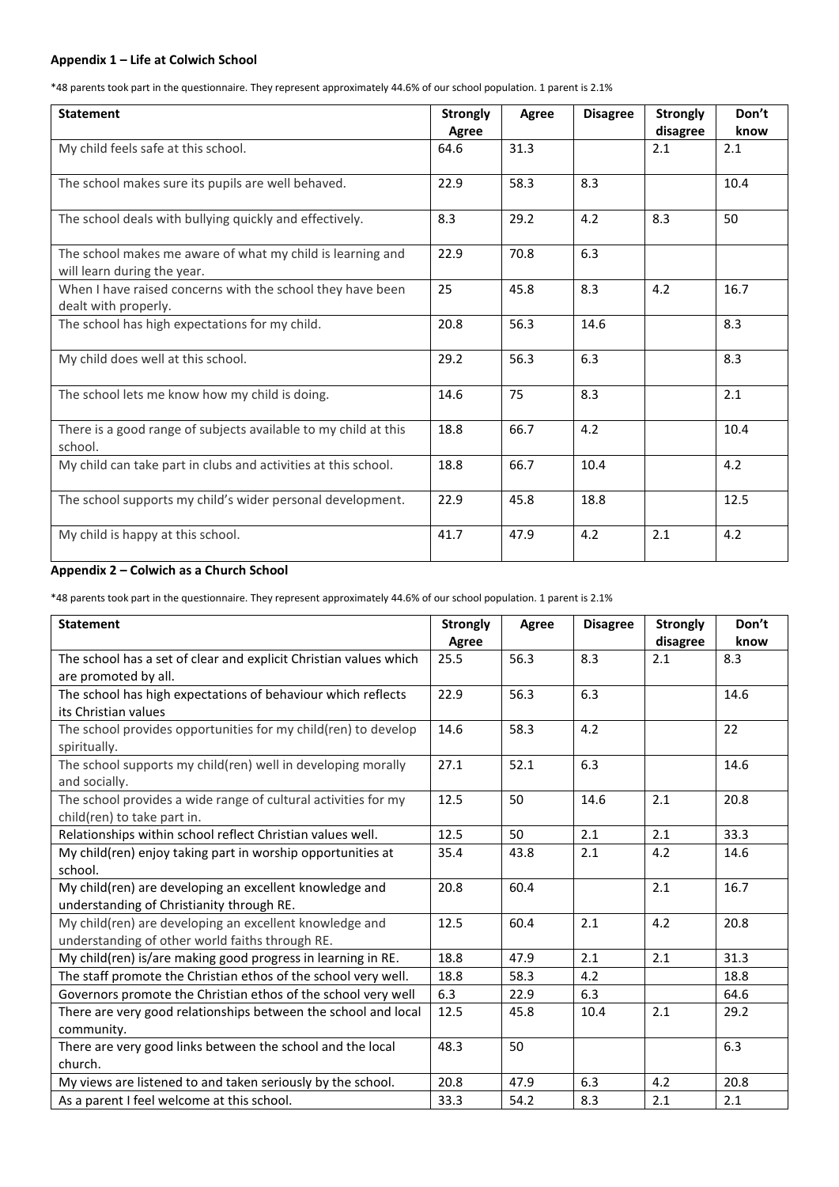**Appendix 1 – Life at Colwich School**

*48 parents took part in the questionnaire. They represent approximately 44.6% of our school population. 1 parent is 2.1%

| Statement | Strongly Agree | Agree | Disagree | Strongly disagree | Don't know |
|---|---|---|---|---|---|
| My child feels safe at this school. | 64.6 | 31.3 | | 2.1 | 2.1 |
| The school makes sure its pupils are well behaved. | 22.9 | 58.3 | 8.3 | | 10.4 |
| The school deals with bullying quickly and effectively. | 8.3 | 29.2 | 4.2 | 8.3 | 50 |
| The school makes me aware of what my child is learning and will learn during the year. | 22.9 | 70.8 | 6.3 | | |
| When I have raised concerns with the school they have been dealt with properly. | 25 | 45.8 | 8.3 | 4.2 | 16.7 |
| The school has high expectations for my child. | 20.8 | 56.3 | 14.6 | | 8.3 |
| My child does well at this school. | 29.2 | 56.3 | 6.3 | | 8.3 |
| The school lets me know how my child is doing. | 14.6 | 75 | 8.3 | | 2.1 |
| There is a good range of subjects available to my child at this school. | 18.8 | 66.7 | 4.2 | | 10.4 |
| My child can take part in clubs and activities at this school. | 18.8 | 66.7 | 10.4 | | 4.2 |
| The school supports my child's wider personal development. | 22.9 | 45.8 | 18.8 | | 12.5 |
| My child is happy at this school. | 41.7 | 47.9 | 4.2 | 2.1 | 4.2 |

**Appendix 2 – Colwich as a Church School**

*48 parents took part in the questionnaire. They represent approximately 44.6% of our school population. 1 parent is 2.1%

| Statement | Strongly Agree | Agree | Disagree | Strongly disagree | Don't know |
|---|---|---|---|---|---|
| The school has a set of clear and explicit Christian values which are promoted by all. | 25.5 | 56.3 | 8.3 | 2.1 | 8.3 |
| The school has high expectations of behaviour which reflects its Christian values | 22.9 | 56.3 | 6.3 | | 14.6 |
| The school provides opportunities for my child(ren) to develop spiritually. | 14.6 | 58.3 | 4.2 | | 22 |
| The school supports my child(ren) well in developing morally and socially. | 27.1 | 52.1 | 6.3 | | 14.6 |
| The school provides a wide range of cultural activities for my child(ren) to take part in. | 12.5 | 50 | 14.6 | 2.1 | 20.8 |
| Relationships within school reflect Christian values well. | 12.5 | 50 | 2.1 | 2.1 | 33.3 |
| My child(ren) enjoy taking part in worship opportunities at school. | 35.4 | 43.8 | 2.1 | 4.2 | 14.6 |
| My child(ren) are developing an excellent knowledge and understanding of Christianity through RE. | 20.8 | 60.4 | | 2.1 | 16.7 |
| My child(ren) are developing an excellent knowledge and understanding of other world faiths through RE. | 12.5 | 60.4 | 2.1 | 4.2 | 20.8 |
| My child(ren) is/are making good progress in learning in RE. | 18.8 | 47.9 | 2.1 | 2.1 | 31.3 |
| The staff promote the Christian ethos of the school very well. | 18.8 | 58.3 | 4.2 | | 18.8 |
| Governors promote the Christian ethos of the school very well | 6.3 | 22.9 | 6.3 | | 64.6 |
| There are very good relationships between the school and local community. | 12.5 | 45.8 | 10.4 | 2.1 | 29.2 |
| There are very good links between the school and the local church. | 48.3 | 50 | | | 6.3 |
| My views are listened to and taken seriously by the school. | 20.8 | 47.9 | 6.3 | 4.2 | 20.8 |
| As a parent I feel welcome at this school. | 33.3 | 54.2 | 8.3 | 2.1 | 2.1 |